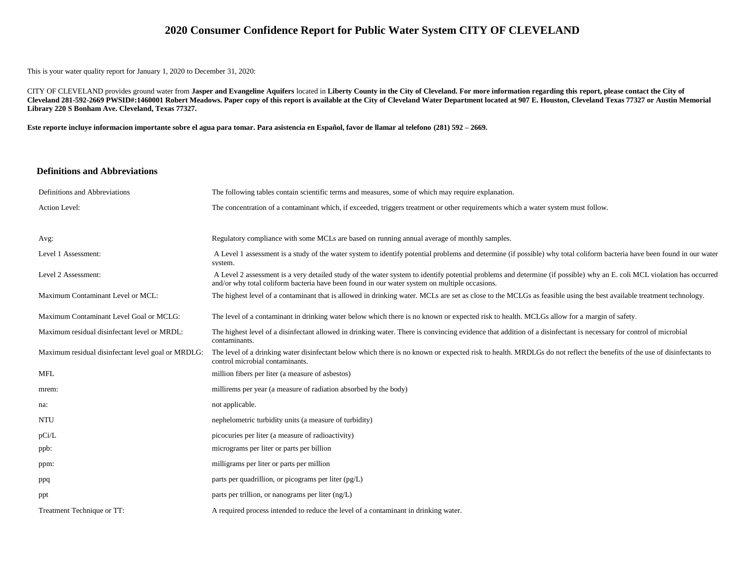# 2020 Consumer Confidence Report for Public Water System CITY OF CLEVELAND

This is your water quality report for January 1, 2020 to December 31, 2020:

CITY OF CLEVELAND provides ground water from **Jasper and Evangeline Aquifers** located in **Liberty County in the City of Cleveland. For more information regarding this report, please contact the City of Cleveland 281-592-2669 PWSID#:1460001 Robert Meadows. Paper copy of this report is available at the City of Cleveland Water Department located at 907 E. Houston, Cleveland Texas 77327 or Austin Memorial Library 220 S Bonham Ave. Cleveland, Texas 77327.**

**Este reporte incluye informacion importante sobre el agua para tomar. Para asistencia en Español, favor de llamar al telefono (281) 592 – 2669.**

## Definitions and Abbreviations

| Definitions and Abbreviations | The following tables contain scientific terms and measures, some of which may require explanation. |
|---|---|
| Action Level: | The concentration of a contaminant which, if exceeded, triggers treatment or other requirements which a water system must follow. |
| Avg: | Regulatory compliance with some MCLs are based on running annual average of monthly samples. |
| Level 1 Assessment: | A Level 1 assessment is a study of the water system to identify potential problems and determine (if possible) why total coliform bacteria have been found in our water system. |
| Level 2 Assessment: | A Level 2 assessment is a very detailed study of the water system to identify potential problems and determine (if possible) why an E. coli MCL violation has occurred and/or why total coliform bacteria have been found in our water system on multiple occasions. |
| Maximum Contaminant Level or MCL: | The highest level of a contaminant that is allowed in drinking water. MCLs are set as close to the MCLGs as feasible using the best available treatment technology. |
| Maximum Contaminant Level Goal or MCLG: | The level of a contaminant in drinking water below which there is no known or expected risk to health. MCLGs allow for a margin of safety. |
| Maximum residual disinfectant level or MRDL: | The highest level of a disinfectant allowed in drinking water. There is convincing evidence that addition of a disinfectant is necessary for control of microbial contaminants. |
| Maximum residual disinfectant level goal or MRDLG: | The level of a drinking water disinfectant below which there is no known or expected risk to health. MRDLGs do not reflect the benefits of the use of disinfectants to control microbial contaminants. |
| MFL | million fibers per liter (a measure of asbestos) |
| mrem: | millirems per year (a measure of radiation absorbed by the body) |
| na: | not applicable. |
| NTU | nephelometric turbidity units (a measure of turbidity) |
| pCi/L | picocuries per liter (a measure of radioactivity) |
| ppb: | micrograms per liter or parts per billion |
| ppm: | milligrams per liter or parts per million |
| ppq | parts per quadrillion, or picograms per liter (pg/L) |
| ppt | parts per trillion, or nanograms per liter (ng/L) |
| Treatment Technique or TT: | A required process intended to reduce the level of a contaminant in drinking water. |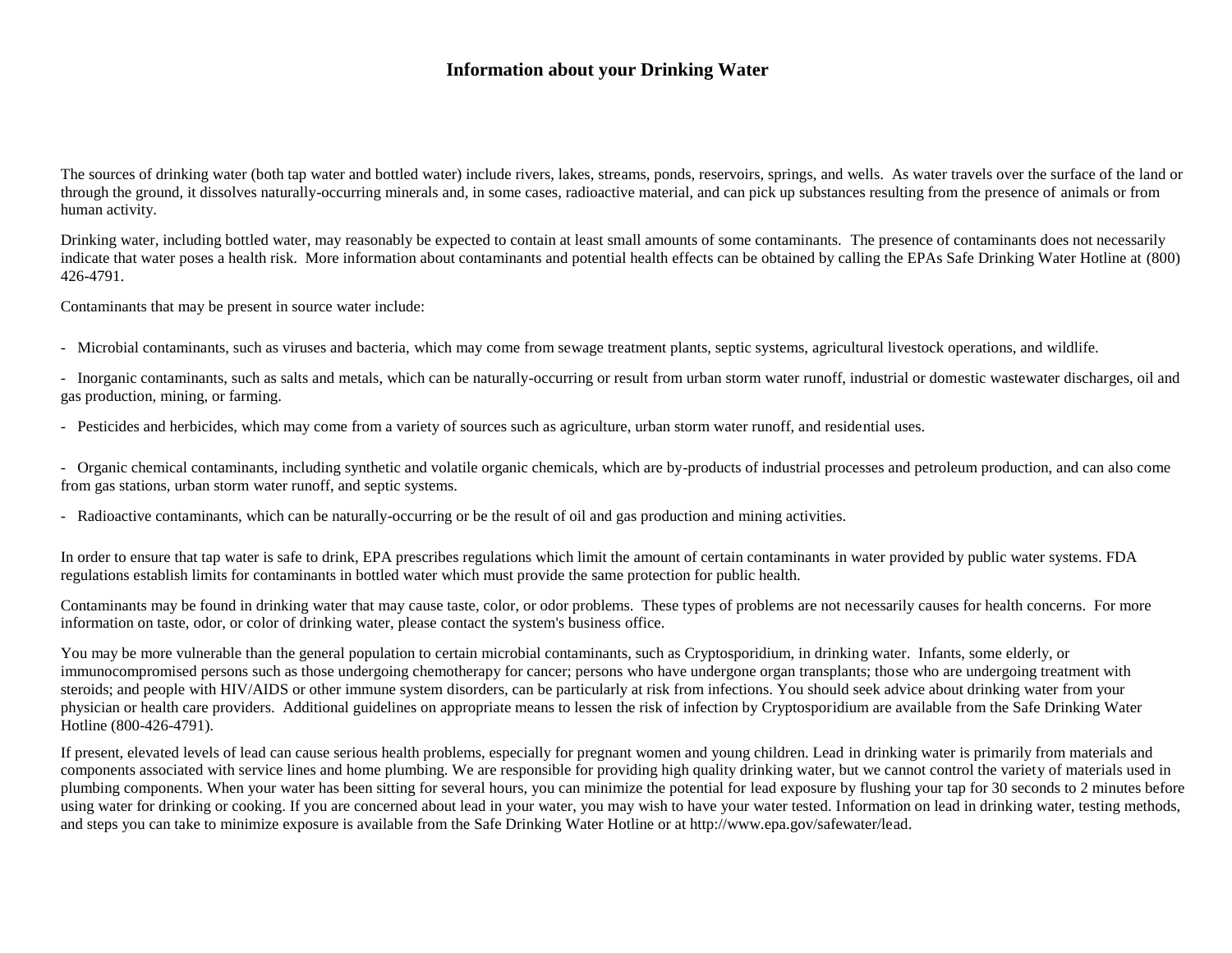# Information about your Drinking Water

The sources of drinking water (both tap water and bottled water) include rivers, lakes, streams, ponds, reservoirs, springs, and wells. As water travels over the surface of the land or through the ground, it dissolves naturally-occurring minerals and, in some cases, radioactive material, and can pick up substances resulting from the presence of animals or from human activity.

Drinking water, including bottled water, may reasonably be expected to contain at least small amounts of some contaminants. The presence of contaminants does not necessarily indicate that water poses a health risk. More information about contaminants and potential health effects can be obtained by calling the EPAs Safe Drinking Water Hotline at (800) 426-4791.

Contaminants that may be present in source water include:

- Microbial contaminants, such as viruses and bacteria, which may come from sewage treatment plants, septic systems, agricultural livestock operations, and wildlife.
- Inorganic contaminants, such as salts and metals, which can be naturally-occurring or result from urban storm water runoff, industrial or domestic wastewater discharges, oil and gas production, mining, or farming.
- Pesticides and herbicides, which may come from a variety of sources such as agriculture, urban storm water runoff, and residential uses.
- Organic chemical contaminants, including synthetic and volatile organic chemicals, which are by-products of industrial processes and petroleum production, and can also come from gas stations, urban storm water runoff, and septic systems.
- Radioactive contaminants, which can be naturally-occurring or be the result of oil and gas production and mining activities.

In order to ensure that tap water is safe to drink, EPA prescribes regulations which limit the amount of certain contaminants in water provided by public water systems. FDA regulations establish limits for contaminants in bottled water which must provide the same protection for public health.

Contaminants may be found in drinking water that may cause taste, color, or odor problems. These types of problems are not necessarily causes for health concerns. For more information on taste, odor, or color of drinking water, please contact the system's business office.

You may be more vulnerable than the general population to certain microbial contaminants, such as Cryptosporidium, in drinking water. Infants, some elderly, or immunocompromised persons such as those undergoing chemotherapy for cancer; persons who have undergone organ transplants; those who are undergoing treatment with steroids; and people with HIV/AIDS or other immune system disorders, can be particularly at risk from infections. You should seek advice about drinking water from your physician or health care providers. Additional guidelines on appropriate means to lessen the risk of infection by Cryptosporidium are available from the Safe Drinking Water Hotline (800-426-4791).

If present, elevated levels of lead can cause serious health problems, especially for pregnant women and young children. Lead in drinking water is primarily from materials and components associated with service lines and home plumbing. We are responsible for providing high quality drinking water, but we cannot control the variety of materials used in plumbing components. When your water has been sitting for several hours, you can minimize the potential for lead exposure by flushing your tap for 30 seconds to 2 minutes before using water for drinking or cooking. If you are concerned about lead in your water, you may wish to have your water tested. Information on lead in drinking water, testing methods, and steps you can take to minimize exposure is available from the Safe Drinking Water Hotline or at http://www.epa.gov/safewater/lead.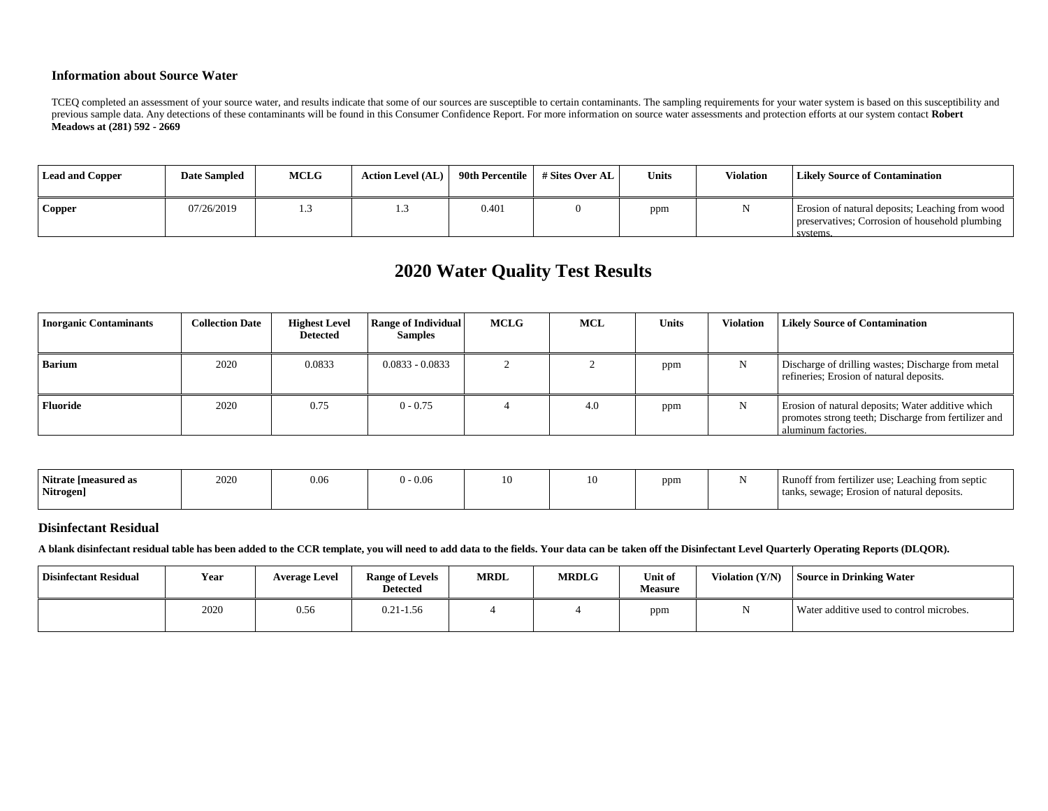### Information about Source Water

TCEQ completed an assessment of your source water, and results indicate that some of our sources are susceptible to certain contaminants. The sampling requirements for your water system is based on this susceptibility and previous sample data. Any detections of these contaminants will be found in this Consumer Confidence Report. For more information on source water assessments and protection efforts at our system contact **Robert Meadows at (281) 592 - 2669**

| Lead and Copper | Date Sampled | MCLG | Action Level (AL) | 90th Percentile | # Sites Over AL | Units | Violation | Likely Source of Contamination |
|---|---|---|---|---|---|---|---|---|
| **Copper** | 07/26/2019 | 1.3 | 1.3 | 0.401 | 0 | ppm | N | Erosion of natural deposits; Leaching from wood preservatives; Corrosion of household plumbing systems. |

# 2020 Water Quality Test Results

| Inorganic Contaminants | Collection Date | Highest Level Detected | Range of Individual Samples | MCLG | MCL | Units | Violation | Likely Source of Contamination |
|---|---|---|---|---|---|---|---|---|
| **Barium** | 2020 | 0.0833 | 0.0833 - 0.0833 | 2 | 2 | ppm | N | Discharge of drilling wastes; Discharge from metal refineries; Erosion of natural deposits. |
| **Fluoride** | 2020 | 0.75 | 0 - 0.75 | 4 | 4.0 | ppm | N | Erosion of natural deposits; Water additive which promotes strong teeth; Discharge from fertilizer and aluminum factories. |
| **Nitrate [measured as Nitrogen]** | 2020 | 0.06 | 0 - 0.06 | 10 | 10 | ppm | N | Runoff from fertilizer use; Leaching from septic tanks, sewage; Erosion of natural deposits. |

### Disinfectant Residual

**A blank disinfectant residual table has been added to the CCR template, you will need to add data to the fields. Your data can be taken off the Disinfectant Level Quarterly Operating Reports (DLQOR).**

| Disinfectant Residual | Year | Average Level | Range of Levels Detected | MRDL | MRDLG | Unit of Measure | Violation (Y/N) | Source in Drinking Water |
|---|---|---|---|---|---|---|---|---|
| | 2020 | 0.56 | 0.21-1.56 | 4 | 4 | ppm | N | Water additive used to control microbes. |